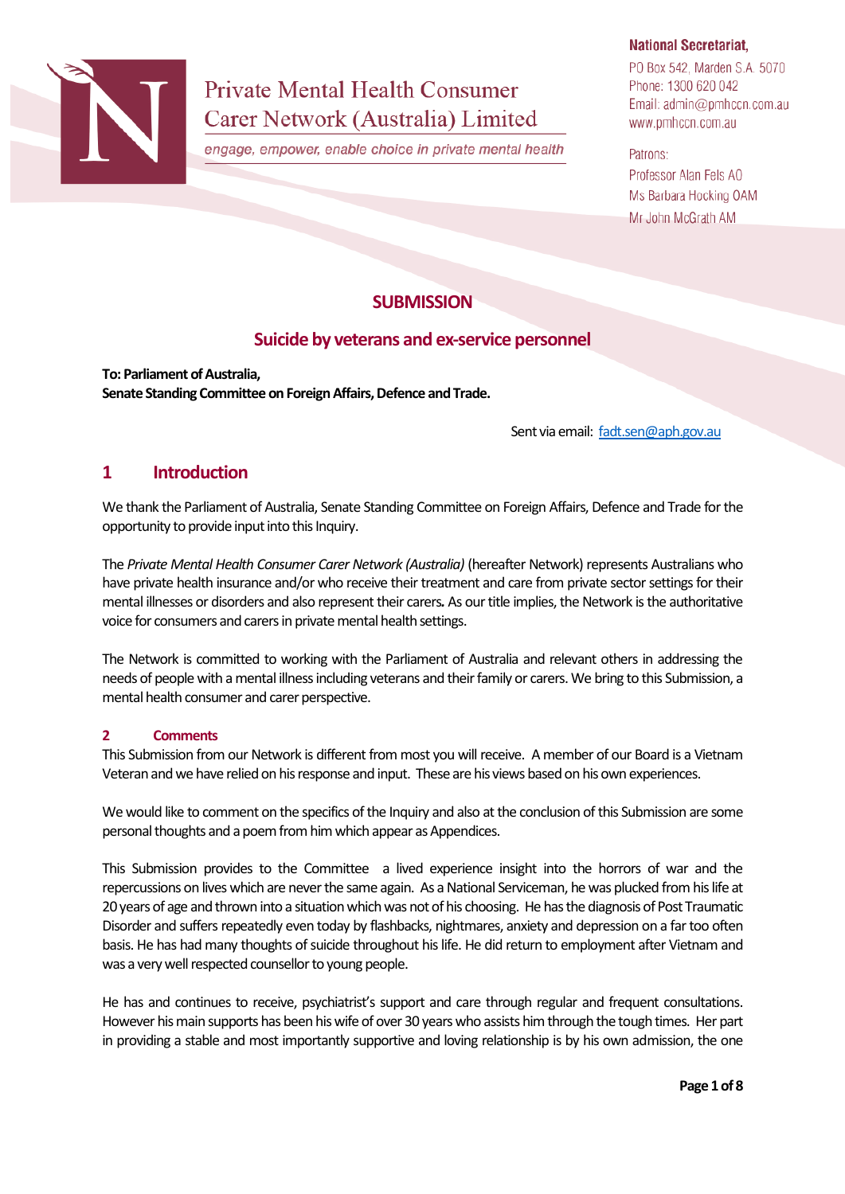Private Mental Health Consumer Carer Network (Australia) Limited

*engage, empower, enable choice in private mental health*

**National Secretariat,**
PO Box 542, Marden S.A. 5070
Phone: 1300 620 042
Email: admin@pmhccn.com.au
www.pmhccn.com.au

Patrons:
Professor Alan Fels AO
Ms Barbara Hocking OAM
Mr John McGrath AM

# SUBMISSION

## Suicide by veterans and ex-service personnel

**To: Parliament of Australia,**
**Senate Standing Committee on Foreign Affairs, Defence and Trade.**

Sent via email: fadt.sen@aph.gov.au

## 1 Introduction

We thank the Parliament of Australia, Senate Standing Committee on Foreign Affairs, Defence and Trade for the opportunity to provide input into this Inquiry.

The *Private Mental Health Consumer Carer Network (Australia)* (hereafter Network) represents Australians who have private health insurance and/or who receive their treatment and care from private sector settings for their mental illnesses or disorders and also represent their carers**.** As our title implies, the Network is the authoritative voice for consumers and carers in private mental health settings.

The Network is committed to working with the Parliament of Australia and relevant others in addressing the needs of people with a mental illness including veterans and their family or carers. We bring to this Submission, a mental health consumer and carer perspective.

### 2 Comments

This Submission from our Network is different from most you will receive. A member of our Board is a Vietnam Veteran and we have relied on his response and input. These are his views based on his own experiences.

We would like to comment on the specifics of the Inquiry and also at the conclusion of this Submission are some personal thoughts and a poem from him which appear as Appendices.

This Submission provides to the Committee a lived experience insight into the horrors of war and the repercussions on lives which are never the same again. As a National Serviceman, he was plucked from his life at 20 years of age and thrown into a situation which was not of his choosing. He has the diagnosis of Post Traumatic Disorder and suffers repeatedly even today by flashbacks, nightmares, anxiety and depression on a far too often basis. He has had many thoughts of suicide throughout his life. He did return to employment after Vietnam and was a very well respected counsellor to young people.

He has and continues to receive, psychiatrist's support and care through regular and frequent consultations. However his main supports has been his wife of over 30 years who assists him through the tough times. Her part in providing a stable and most importantly supportive and loving relationship is by his own admission, the one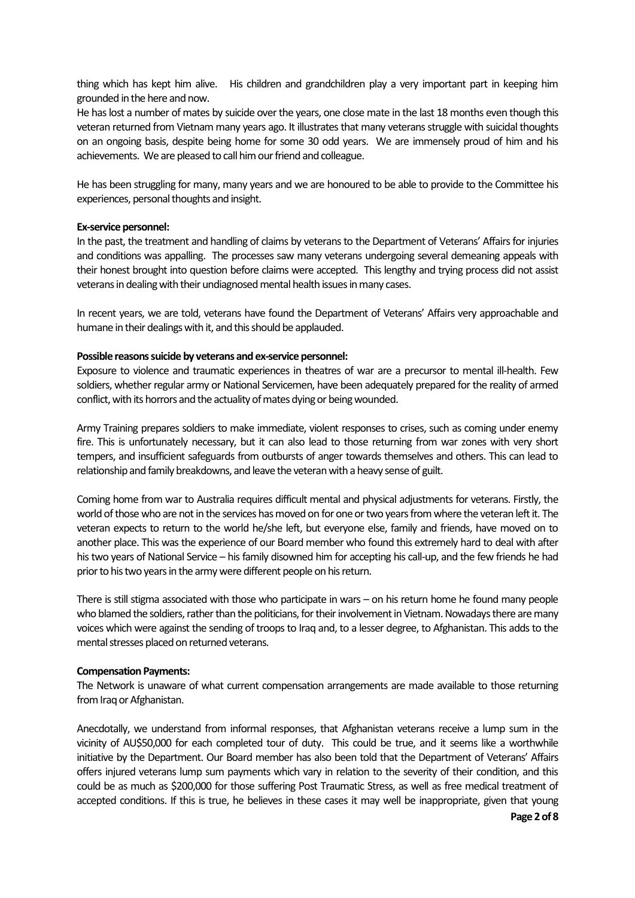thing which has kept him alive. His children and grandchildren play a very important part in keeping him grounded in the here and now.
He has lost a number of mates by suicide over the years, one close mate in the last 18 months even though this veteran returned from Vietnam many years ago. It illustrates that many veterans struggle with suicidal thoughts on an ongoing basis, despite being home for some 30 odd years. We are immensely proud of him and his achievements. We are pleased to call him our friend and colleague.

He has been struggling for many, many years and we are honoured to be able to provide to the Committee his experiences, personal thoughts and insight.

**Ex-service personnel:**
In the past, the treatment and handling of claims by veterans to the Department of Veterans' Affairs for injuries and conditions was appalling. The processes saw many veterans undergoing several demeaning appeals with their honest brought into question before claims were accepted. This lengthy and trying process did not assist veterans in dealing with their undiagnosed mental health issues in many cases.

In recent years, we are told, veterans have found the Department of Veterans' Affairs very approachable and humane in their dealings with it, and this should be applauded.

**Possible reasons suicide by veterans and ex-service personnel:**
Exposure to violence and traumatic experiences in theatres of war are a precursor to mental ill-health. Few soldiers, whether regular army or National Servicemen, have been adequately prepared for the reality of armed conflict, with its horrors and the actuality of mates dying or being wounded.

Army Training prepares soldiers to make immediate, violent responses to crises, such as coming under enemy fire. This is unfortunately necessary, but it can also lead to those returning from war zones with very short tempers, and insufficient safeguards from outbursts of anger towards themselves and others. This can lead to relationship and family breakdowns, and leave the veteran with a heavy sense of guilt.

Coming home from war to Australia requires difficult mental and physical adjustments for veterans. Firstly, the world of those who are not in the services has moved on for one or two years from where the veteran left it. The veteran expects to return to the world he/she left, but everyone else, family and friends, have moved on to another place. This was the experience of our Board member who found this extremely hard to deal with after his two years of National Service – his family disowned him for accepting his call-up, and the few friends he had prior to his two years in the army were different people on his return.

There is still stigma associated with those who participate in wars – on his return home he found many people who blamed the soldiers, rather than the politicians, for their involvement in Vietnam. Nowadays there are many voices which were against the sending of troops to Iraq and, to a lesser degree, to Afghanistan. This adds to the mental stresses placed on returned veterans.

**Compensation Payments:**
The Network is unaware of what current compensation arrangements are made available to those returning from Iraq or Afghanistan.

Anecdotally, we understand from informal responses, that Afghanistan veterans receive a lump sum in the vicinity of AU$50,000 for each completed tour of duty. This could be true, and it seems like a worthwhile initiative by the Department. Our Board member has also been told that the Department of Veterans' Affairs offers injured veterans lump sum payments which vary in relation to the severity of their condition, and this could be as much as $200,000 for those suffering Post Traumatic Stress, as well as free medical treatment of accepted conditions. If this is true, he believes in these cases it may well be inappropriate, given that young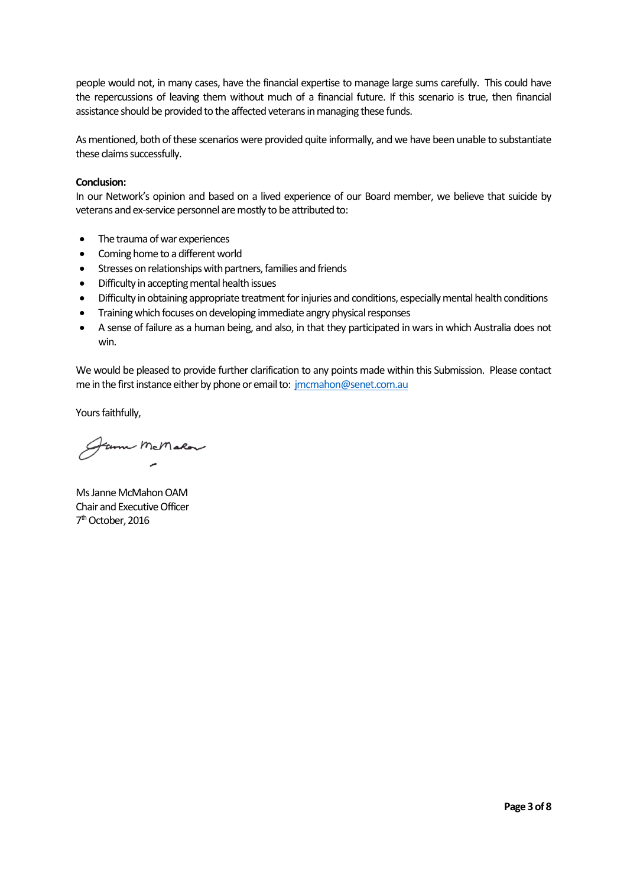people would not, in many cases, have the financial expertise to manage large sums carefully. This could have the repercussions of leaving them without much of a financial future. If this scenario is true, then financial assistance should be provided to the affected veterans in managing these funds.

As mentioned, both of these scenarios were provided quite informally, and we have been unable to substantiate these claims successfully.

**Conclusion:**
In our Network's opinion and based on a lived experience of our Board member, we believe that suicide by veterans and ex-service personnel are mostly to be attributed to:

- The trauma of war experiences
- Coming home to a different world
- Stresses on relationships with partners, families and friends
- Difficulty in accepting mental health issues
- Difficulty in obtaining appropriate treatment for injuries and conditions, especially mental health conditions
- Training which focuses on developing immediate angry physical responses
- A sense of failure as a human being, and also, in that they participated in wars in which Australia does not win.

We would be pleased to provide further clarification to any points made within this Submission. Please contact me in the first instance either by phone or email to: jmcmahon@senet.com.au

Yours faithfully,

Janne McMahon

Ms Janne McMahon OAM
Chair and Executive Officer
7th October, 2016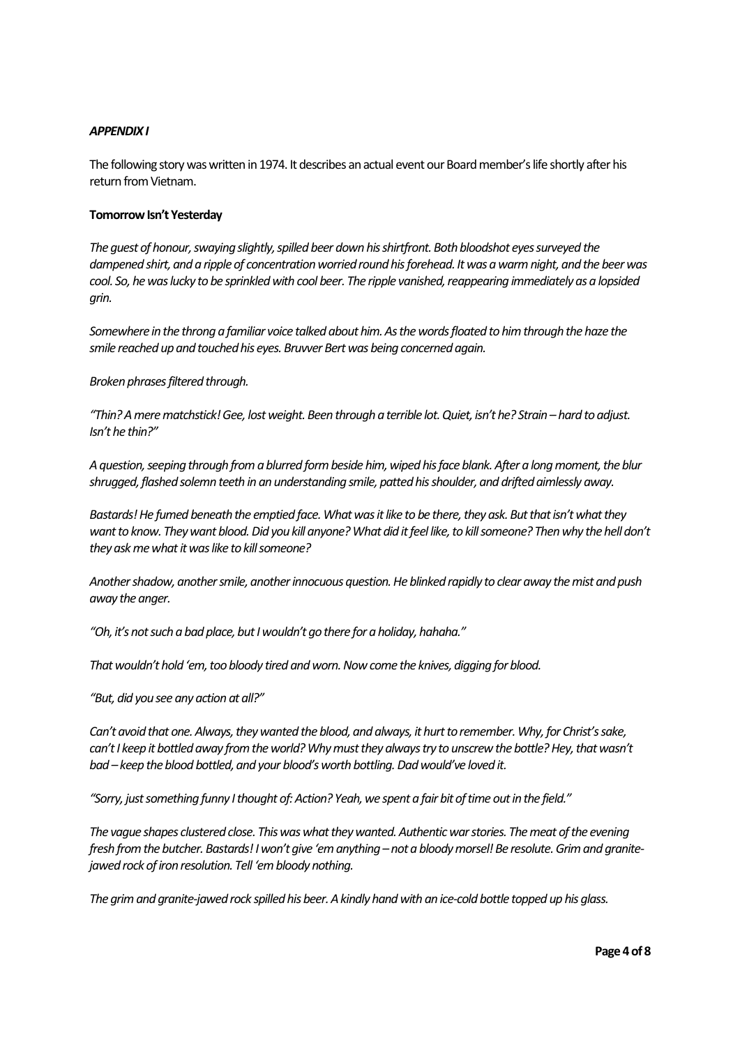***APPENDIX I***

The following story was written in 1974. It describes an actual event our Board member's life shortly after his return from Vietnam.

**Tomorrow Isn't Yesterday**

*The guest of honour, swaying slightly, spilled beer down his shirtfront. Both bloodshot eyes surveyed the dampened shirt, and a ripple of concentration worried round his forehead. It was a warm night, and the beer was cool. So, he was lucky to be sprinkled with cool beer. The ripple vanished, reappearing immediately as a lopsided grin.*

*Somewhere in the throng a familiar voice talked about him. As the words floated to him through the haze the smile reached up and touched his eyes. Bruvver Bert was being concerned again.*

*Broken phrases filtered through.*

*"Thin? A mere matchstick! Gee, lost weight. Been through a terrible lot. Quiet, isn't he? Strain – hard to adjust. Isn't he thin?"*

*A question, seeping through from a blurred form beside him, wiped his face blank. After a long moment, the blur shrugged, flashed solemn teeth in an understanding smile, patted his shoulder, and drifted aimlessly away.*

*Bastards! He fumed beneath the emptied face. What was it like to be there, they ask. But that isn't what they want to know. They want blood. Did you kill anyone? What did it feel like, to kill someone? Then why the hell don't they ask me what it was like to kill someone?*

*Another shadow, another smile, another innocuous question. He blinked rapidly to clear away the mist and push away the anger.*

*"Oh, it's not such a bad place, but I wouldn't go there for a holiday, hahaha."*

*That wouldn't hold 'em, too bloody tired and worn. Now come the knives, digging for blood.*

*"But, did you see any action at all?"*

*Can't avoid that one. Always, they wanted the blood, and always, it hurt to remember. Why, for Christ's sake, can't I keep it bottled away from the world? Why must they always try to unscrew the bottle? Hey, that wasn't bad – keep the blood bottled, and your blood's worth bottling. Dad would've loved it.*

*"Sorry, just something funny I thought of: Action? Yeah, we spent a fair bit of time out in the field."*

*The vague shapes clustered close. This was what they wanted. Authentic war stories. The meat of the evening fresh from the butcher. Bastards! I won't give 'em anything – not a bloody morsel! Be resolute. Grim and granite-jawed rock of iron resolution. Tell 'em bloody nothing.*

*The grim and granite-jawed rock spilled his beer. A kindly hand with an ice-cold bottle topped up his glass.*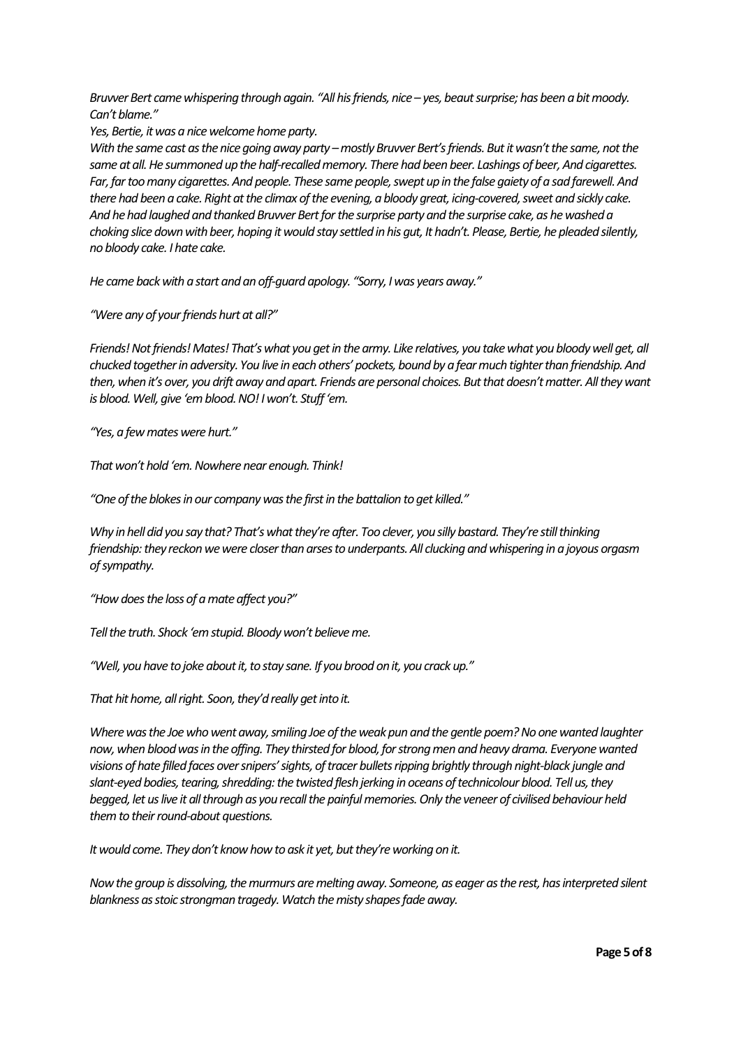*Bruvver Bert came whispering through again. "All his friends, nice – yes, beaut surprise; has been a bit moody. Can't blame."*

*Yes, Bertie, it was a nice welcome home party.*

*With the same cast as the nice going away party – mostly Bruvver Bert's friends. But it wasn't the same, not the same at all. He summoned up the half-recalled memory. There had been beer. Lashings of beer, And cigarettes. Far, far too many cigarettes. And people. These same people, swept up in the false gaiety of a sad farewell. And there had been a cake. Right at the climax of the evening, a bloody great, icing-covered, sweet and sickly cake. And he had laughed and thanked Bruvver Bert for the surprise party and the surprise cake, as he washed a choking slice down with beer, hoping it would stay settled in his gut, It hadn't. Please, Bertie, he pleaded silently, no bloody cake. I hate cake.*

*He came back with a start and an off-guard apology. "Sorry, I was years away."*

*"Were any of your friends hurt at all?"*

*Friends! Not friends! Mates! That's what you get in the army. Like relatives, you take what you bloody well get, all chucked together in adversity. You live in each others' pockets, bound by a fear much tighter than friendship. And then, when it's over, you drift away and apart. Friends are personal choices. But that doesn't matter. All they want is blood. Well, give 'em blood. NO! I won't. Stuff 'em.*

*"Yes, a few mates were hurt."*

*That won't hold 'em. Nowhere near enough. Think!*

*"One of the blokes in our company was the first in the battalion to get killed."*

*Why in hell did you say that? That's what they're after. Too clever, you silly bastard. They're still thinking friendship: they reckon we were closer than arses to underpants. All clucking and whispering in a joyous orgasm of sympathy.*

*"How does the loss of a mate affect you?"*

*Tell the truth. Shock 'em stupid. Bloody won't believe me.*

*"Well, you have to joke about it, to stay sane. If you brood on it, you crack up."*

*That hit home, all right. Soon, they'd really get into it.*

*Where was the Joe who went away, smiling Joe of the weak pun and the gentle poem? No one wanted laughter now, when blood was in the offing. They thirsted for blood, for strong men and heavy drama. Everyone wanted visions of hate filled faces over snipers' sights, of tracer bullets ripping brightly through night-black jungle and slant-eyed bodies, tearing, shredding: the twisted flesh jerking in oceans of technicolour blood. Tell us, they begged, let us live it all through as you recall the painful memories. Only the veneer of civilised behaviour held them to their round-about questions.*

*It would come. They don't know how to ask it yet, but they're working on it.*

*Now the group is dissolving, the murmurs are melting away. Someone, as eager as the rest, has interpreted silent blankness as stoic strongman tragedy. Watch the misty shapes fade away.*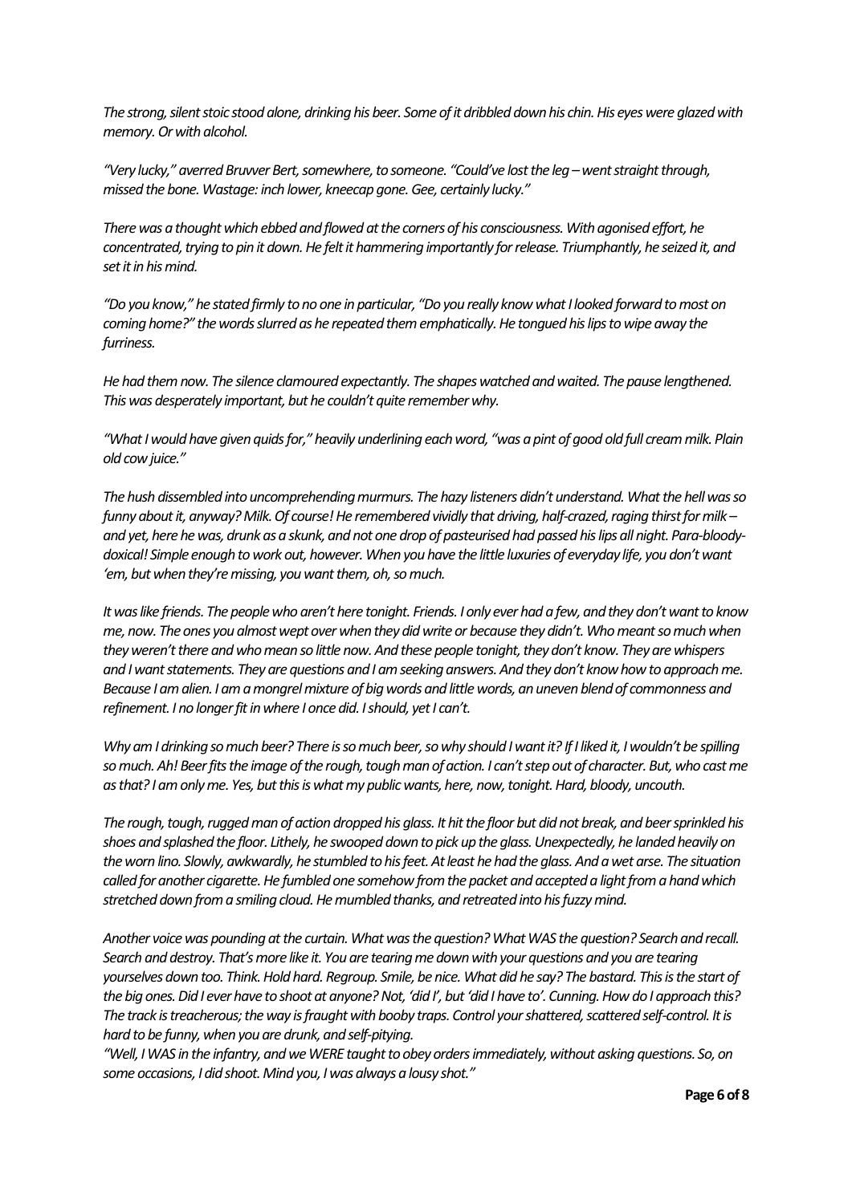*The strong, silent stoic stood alone, drinking his beer. Some of it dribbled down his chin. His eyes were glazed with memory. Or with alcohol.*

*"Very lucky," averred Bruvver Bert, somewhere, to someone. "Could've lost the leg – went straight through, missed the bone. Wastage: inch lower, kneecap gone. Gee, certainly lucky."*

*There was a thought which ebbed and flowed at the corners of his consciousness. With agonised effort, he concentrated, trying to pin it down. He felt it hammering importantly for release. Triumphantly, he seized it, and set it in his mind.*

*"Do you know," he stated firmly to no one in particular, "Do you really know what I looked forward to most on coming home?" the words slurred as he repeated them emphatically. He tongued his lips to wipe away the furriness.*

*He had them now. The silence clamoured expectantly. The shapes watched and waited. The pause lengthened. This was desperately important, but he couldn't quite remember why.*

*"What I would have given quids for," heavily underlining each word, "was a pint of good old full cream milk. Plain old cow juice."*

*The hush dissembled into uncomprehending murmurs. The hazy listeners didn't understand. What the hell was so funny about it, anyway? Milk. Of course! He remembered vividly that driving, half-crazed, raging thirst for milk – and yet, here he was, drunk as a skunk, and not one drop of pasteurised had passed his lips all night. Para-bloody-doxical! Simple enough to work out, however. When you have the little luxuries of everyday life, you don't want 'em, but when they're missing, you want them, oh, so much.*

*It was like friends. The people who aren't here tonight. Friends. I only ever had a few, and they don't want to know me, now. The ones you almost wept over when they did write or because they didn't. Who meant so much when they weren't there and who mean so little now. And these people tonight, they don't know. They are whispers and I want statements. They are questions and I am seeking answers. And they don't know how to approach me. Because I am alien. I am a mongrel mixture of big words and little words, an uneven blend of commonness and refinement. I no longer fit in where I once did. I should, yet I can't.*

*Why am I drinking so much beer? There is so much beer, so why should I want it? If I liked it, I wouldn't be spilling so much. Ah! Beer fits the image of the rough, tough man of action. I can't step out of character. But, who cast me as that? I am only me. Yes, but this is what my public wants, here, now, tonight. Hard, bloody, uncouth.*

*The rough, tough, rugged man of action dropped his glass. It hit the floor but did not break, and beer sprinkled his shoes and splashed the floor. Lithely, he swooped down to pick up the glass. Unexpectedly, he landed heavily on the worn lino. Slowly, awkwardly, he stumbled to his feet. At least he had the glass. And a wet arse. The situation called for another cigarette. He fumbled one somehow from the packet and accepted a light from a hand which stretched down from a smiling cloud. He mumbled thanks, and retreated into his fuzzy mind.*

*Another voice was pounding at the curtain. What was the question? What WAS the question? Search and recall. Search and destroy. That's more like it. You are tearing me down with your questions and you are tearing yourselves down too. Think. Hold hard. Regroup. Smile, be nice. What did he say? The bastard. This is the start of the big ones. Did I ever have to shoot at anyone? Not, 'did I', but 'did I have to'. Cunning. How do I approach this? The track is treacherous; the way is fraught with booby traps. Control your shattered, scattered self-control. It is hard to be funny, when you are drunk, and self-pitying.*

*"Well, I WAS in the infantry, and we WERE taught to obey orders immediately, without asking questions. So, on some occasions, I did shoot. Mind you, I was always a lousy shot."*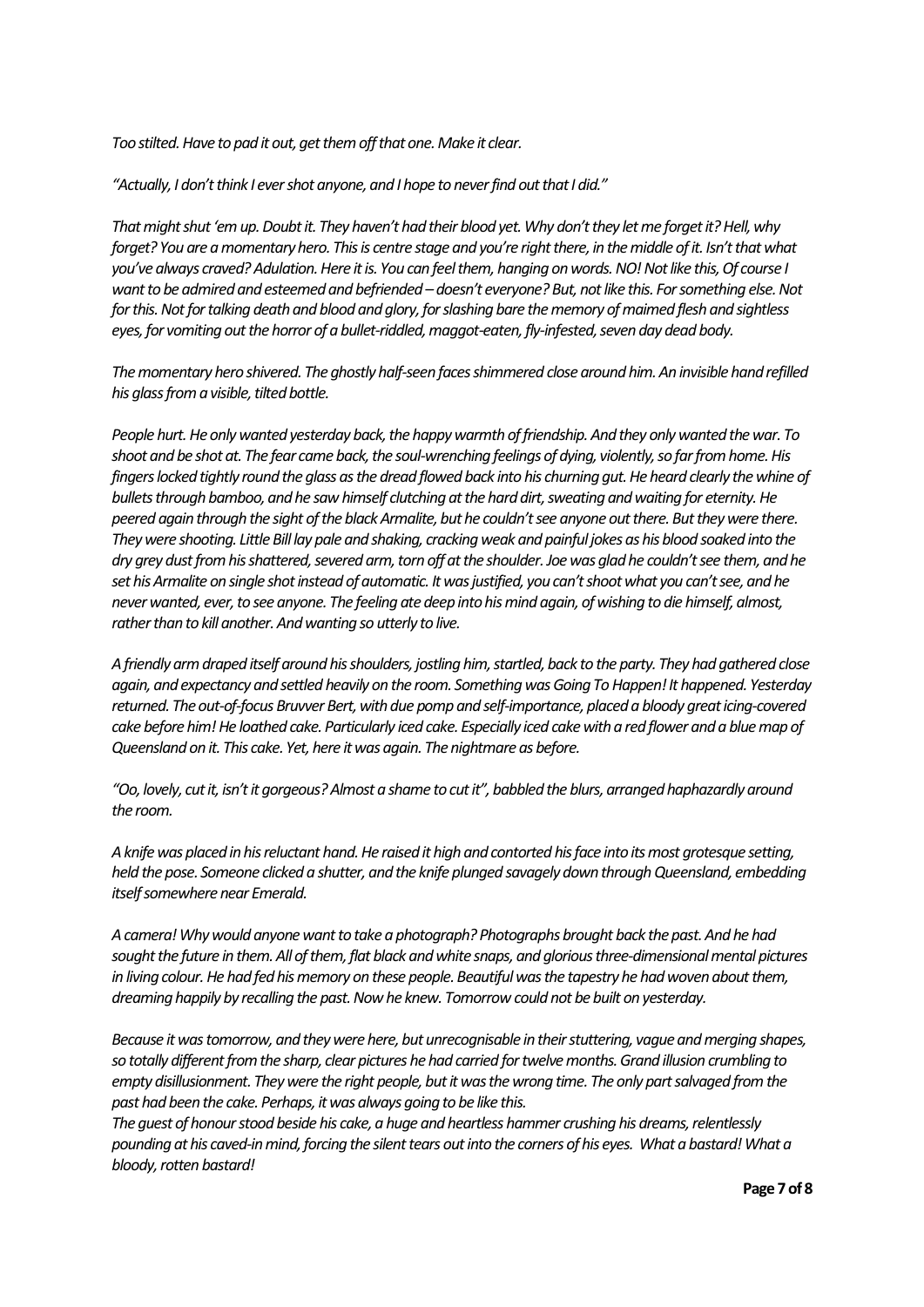*Too stilted. Have to pad it out, get them off that one. Make it clear.*

*"Actually, I don't think I ever shot anyone, and I hope to never find out that I did."*

*That might shut 'em up. Doubt it. They haven't had their blood yet. Why don't they let me forget it? Hell, why forget? You are a momentary hero. This is centre stage and you're right there, in the middle of it. Isn't that what you've always craved? Adulation. Here it is. You can feel them, hanging on words. NO! Not like this, Of course I want to be admired and esteemed and befriended – doesn't everyone? But, not like this. For something else. Not for this. Not for talking death and blood and glory, for slashing bare the memory of maimed flesh and sightless eyes, for vomiting out the horror of a bullet-riddled, maggot-eaten, fly-infested, seven day dead body.*

*The momentary hero shivered. The ghostly half-seen faces shimmered close around him. An invisible hand refilled his glass from a visible, tilted bottle.*

*People hurt. He only wanted yesterday back, the happy warmth of friendship. And they only wanted the war. To shoot and be shot at. The fear came back, the soul-wrenching feelings of dying, violently, so far from home. His fingers locked tightly round the glass as the dread flowed back into his churning gut. He heard clearly the whine of bullets through bamboo, and he saw himself clutching at the hard dirt, sweating and waiting for eternity. He peered again through the sight of the black Armalite, but he couldn't see anyone out there. But they were there. They were shooting. Little Bill lay pale and shaking, cracking weak and painful jokes as his blood soaked into the dry grey dust from his shattered, severed arm, torn off at the shoulder. Joe was glad he couldn't see them, and he set his Armalite on single shot instead of automatic. It was justified, you can't shoot what you can't see, and he never wanted, ever, to see anyone. The feeling ate deep into his mind again, of wishing to die himself, almost, rather than to kill another. And wanting so utterly to live.*

*A friendly arm draped itself around his shoulders, jostling him, startled, back to the party. They had gathered close again, and expectancy and settled heavily on the room. Something was Going To Happen! It happened. Yesterday returned. The out-of-focus Bruvver Bert, with due pomp and self-importance, placed a bloody great icing-covered cake before him! He loathed cake. Particularly iced cake. Especially iced cake with a red flower and a blue map of Queensland on it. This cake. Yet, here it was again. The nightmare as before.*

*"Oo, lovely, cut it, isn't it gorgeous? Almost a shame to cut it", babbled the blurs, arranged haphazardly around the room.*

*A knife was placed in his reluctant hand. He raised it high and contorted his face into its most grotesque setting, held the pose. Someone clicked a shutter, and the knife plunged savagely down through Queensland, embedding itself somewhere near Emerald.*

*A camera! Why would anyone want to take a photograph? Photographs brought back the past. And he had sought the future in them. All of them, flat black and white snaps, and glorious three-dimensional mental pictures in living colour. He had fed his memory on these people. Beautiful was the tapestry he had woven about them, dreaming happily by recalling the past. Now he knew. Tomorrow could not be built on yesterday.*

*Because it was tomorrow, and they were here, but unrecognisable in their stuttering, vague and merging shapes, so totally different from the sharp, clear pictures he had carried for twelve months. Grand illusion crumbling to empty disillusionment. They were the right people, but it was the wrong time. The only part salvaged from the past had been the cake. Perhaps, it was always going to be like this.*

*The guest of honour stood beside his cake, a huge and heartless hammer crushing his dreams, relentlessly pounding at his caved-in mind, forcing the silent tears out into the corners of his eyes. What a bastard! What a bloody, rotten bastard!*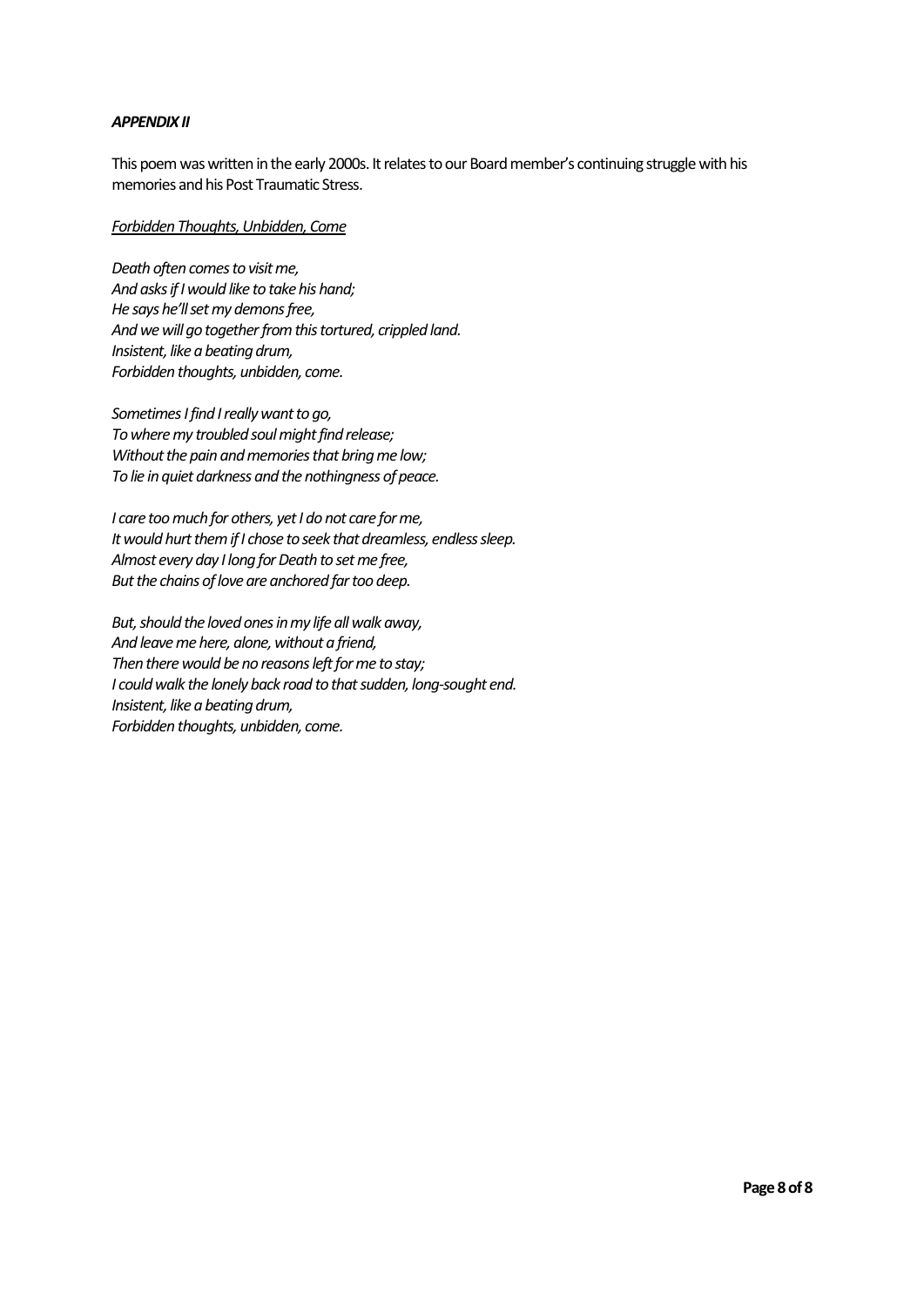***APPENDIX II***

This poem was written in the early 2000s. It relates to our Board member's continuing struggle with his memories and his Post Traumatic Stress.

*<u>Forbidden Thoughts, Unbidden, Come</u>*

*Death often comes to visit me,*
*And asks if I would like to take his hand;*
*He says he'll set my demons free,*
*And we will go together from this tortured, crippled land.*
*Insistent, like a beating drum,*
*Forbidden thoughts, unbidden, come.*

*Sometimes I find I really want to go,*
*To where my troubled soul might find release;*
*Without the pain and memories that bring me low;*
*To lie in quiet darkness and the nothingness of peace.*

*I care too much for others, yet I do not care for me,*
*It would hurt them if I chose to seek that dreamless, endless sleep.*
*Almost every day I long for Death to set me free,*
*But the chains of love are anchored far too deep.*

*But, should the loved ones in my life all walk away,*
*And leave me here, alone, without a friend,*
*Then there would be no reasons left for me to stay;*
*I could walk the lonely back road to that sudden, long-sought end.*
*Insistent, like a beating drum,*
*Forbidden thoughts, unbidden, come.*